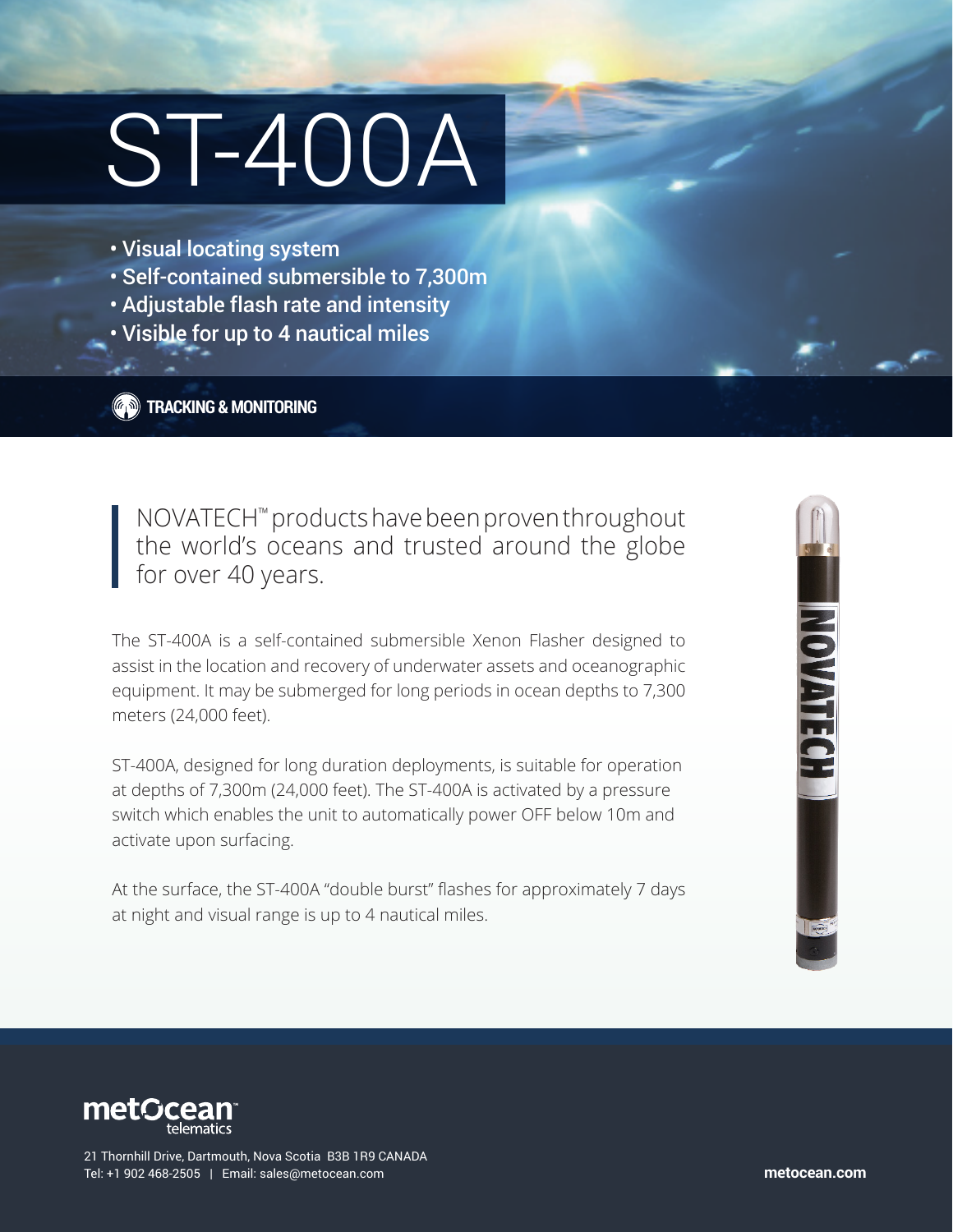# ST-400A

- Visual locating system
- Self-contained submersible to 7,300m
- Adjustable flash rate and intensity
- Visible for up to 4 nautical miles

**TRACKING & MONITORING**

> NOVATECH™ products have been proven throughout the world's oceans and trusted around the globe for over 40 years.

The ST-400A is a self-contained submersible Xenon Flasher designed to assist in the location and recovery of underwater assets and oceanographic equipment. It may be submerged for long periods in ocean depths to 7,300 meters (24,000 feet).

ST-400A, designed for long duration deployments, is suitable for operation at depths of 7,300m (24,000 feet). The ST-400A is activated by a pressure switch which enables the unit to automatically power OFF below 10m and activate upon surfacing.

At the surface, the ST-400A "double burst" flashes for approximately 7 days at night and visual range is up to 4 nautical miles.

metOcean™ telematics

21 Thornhill Drive, Dartmouth, Nova Scotia B3B 1R9 CANADA
Tel: +1 902 468-2505 | Email: sales@metocean.com

**metocean.com**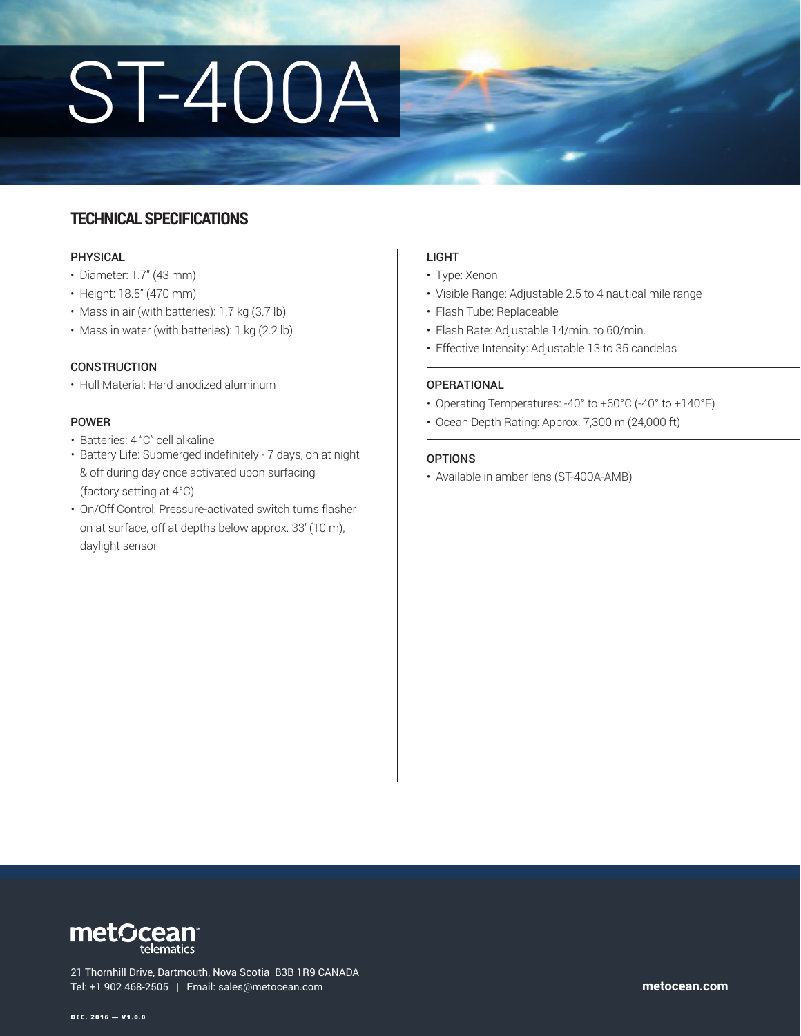# ST-400A

## TECHNICAL SPECIFICATIONS

### PHYSICAL

- Diameter: 1.7" (43 mm)
- Height: 18.5" (470 mm)
- Mass in air (with batteries): 1.7 kg (3.7 lb)
- Mass in water (with batteries): 1 kg (2.2 lb)

### CONSTRUCTION

- Hull Material: Hard anodized aluminum

### POWER

- Batteries: 4 "C" cell alkaline
- Battery Life: Submerged indefinitely - 7 days, on at night & off during day once activated upon surfacing (factory setting at 4°C)
- On/Off Control: Pressure-activated switch turns flasher on at surface, off at depths below approx. 33' (10 m), daylight sensor

### LIGHT

- Type: Xenon
- Visible Range: Adjustable 2.5 to 4 nautical mile range
- Flash Tube: Replaceable
- Flash Rate: Adjustable 14/min. to 60/min.
- Effective Intensity: Adjustable 13 to 35 candelas

### OPERATIONAL

- Operating Temperatures: -40° to +60°C (-40° to +140°F)
- Ocean Depth Rating: Approx. 7,300 m (24,000 ft)

### OPTIONS

- Available in amber lens (ST-400A-AMB)

metOcean telematics

21 Thornhill Drive, Dartmouth, Nova Scotia B3B 1R9 CANADA
Tel: +1 902 468-2505 | Email: sales@metocean.com

metocean.com

DEC. 2016 — V1.0.0